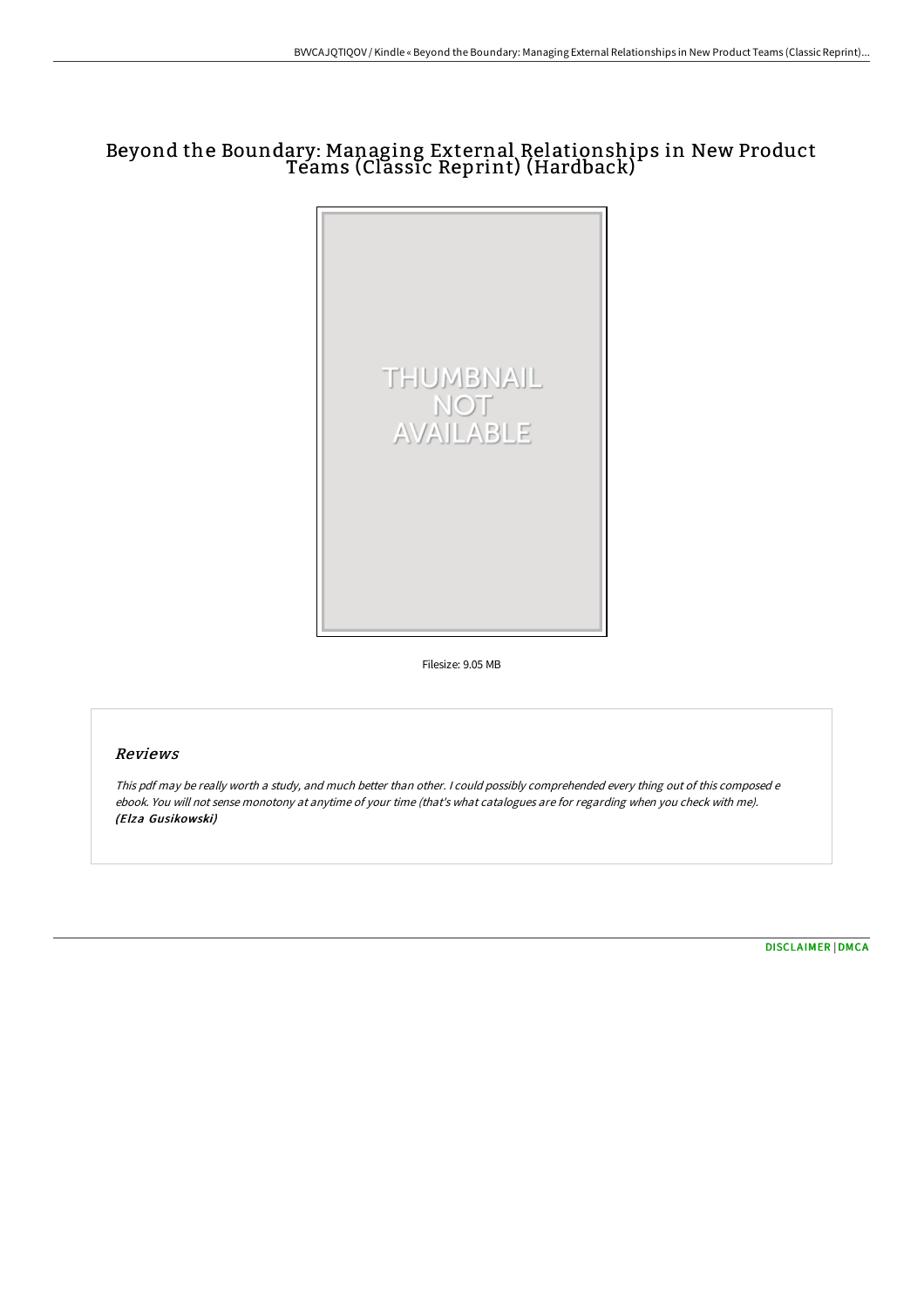# Beyond the Boundary: Managing External Relationships in New Product Teams (Classic Reprint) (Hardback)

Filesize: 9.05 MB

## Reviews

*This pdf may be really worth a study, and much better than other. I could possibly comprehended every thing out of this composed e ebook. You will not sense monotony at anytime of your time (that's what catalogues are for regarding when you check with me).* ***(Elza Gusikowski)***

DISCLAIMER | DMCA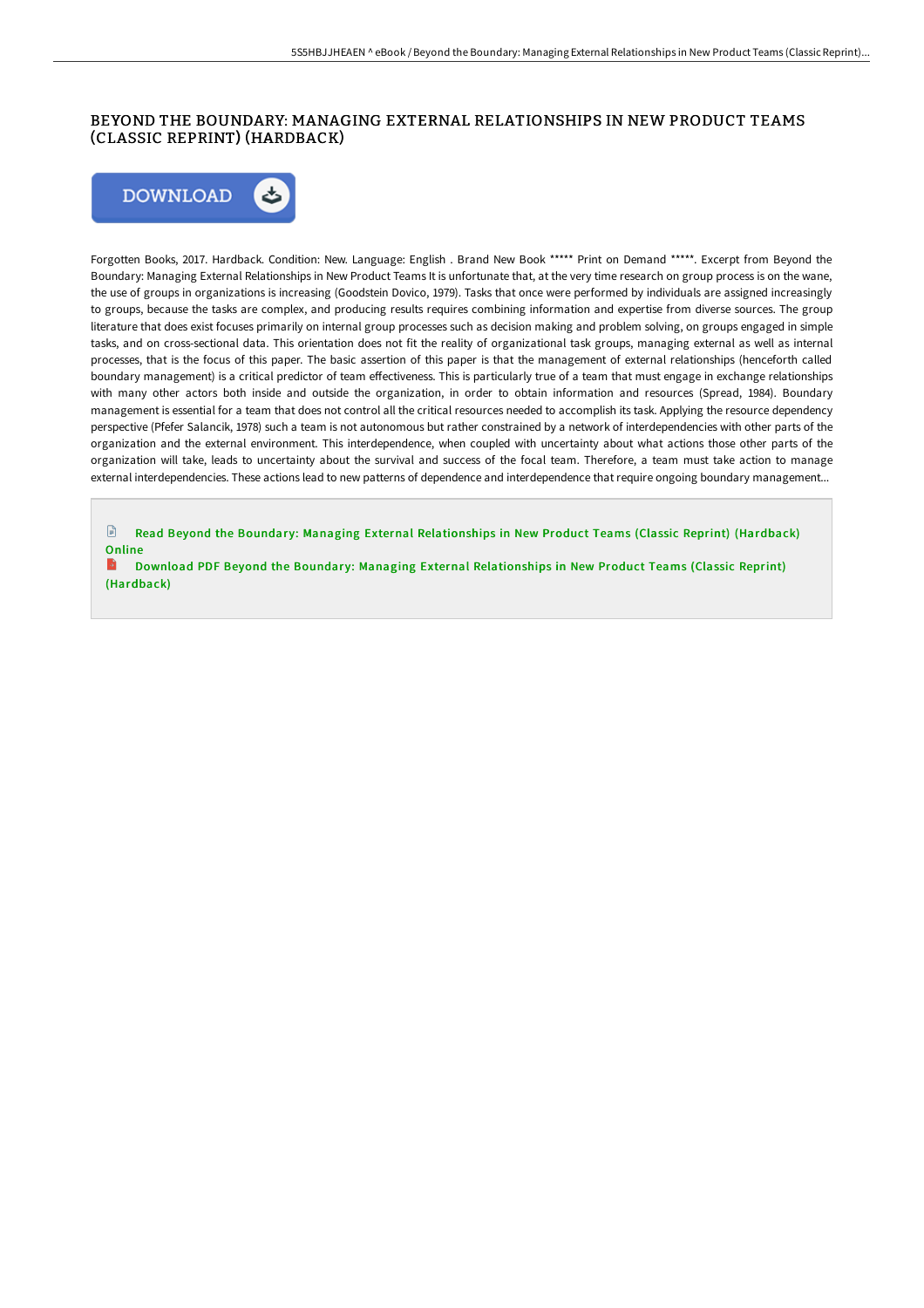# BEYOND THE BOUNDARY: MANAGING EXTERNAL RELATIONSHIPS IN NEW PRODUCT TEAMS (CLASSIC REPRINT) (HARDBACK)

Forgotten Books, 2017. Hardback. Condition: New. Language: English . Brand New Book ***** Print on Demand *****. Excerpt from Beyond the Boundary: Managing External Relationships in New Product Teams It is unfortunate that, at the very time research on group process is on the wane, the use of groups in organizations is increasing (Goodstein Dovico, 1979). Tasks that once were performed by individuals are assigned increasingly to groups, because the tasks are complex, and producing results requires combining information and expertise from diverse sources. The group literature that does exist focuses primarily on internal group processes such as decision making and problem solving, on groups engaged in simple tasks, and on cross-sectional data. This orientation does not fit the reality of organizational task groups, managing external as well as internal processes, that is the focus of this paper. The basic assertion of this paper is that the management of external relationships (henceforth called boundary management) is a critical predictor of team effectiveness. This is particularly true of a team that must engage in exchange relationships with many other actors both inside and outside the organization, in order to obtain information and resources (Spread, 1984). Boundary management is essential for a team that does not control all the critical resources needed to accomplish its task. Applying the resource dependency perspective (Pfefer Salancik, 1978) such a team is not autonomous but rather constrained by a network of interdependencies with other parts of the organization and the external environment. This interdependence, when coupled with uncertainty about what actions those other parts of the organization will take, leads to uncertainty about the survival and success of the focal team. Therefore, a team must take action to manage external interdependencies. These actions lead to new patterns of dependence and interdependence that require ongoing boundary management...

Read Beyond the Boundary: Managing External Relationships in New Product Teams (Classic Reprint) (Hardback) Online

Download PDF Beyond the Boundary: Managing External Relationships in New Product Teams (Classic Reprint) (Hardback)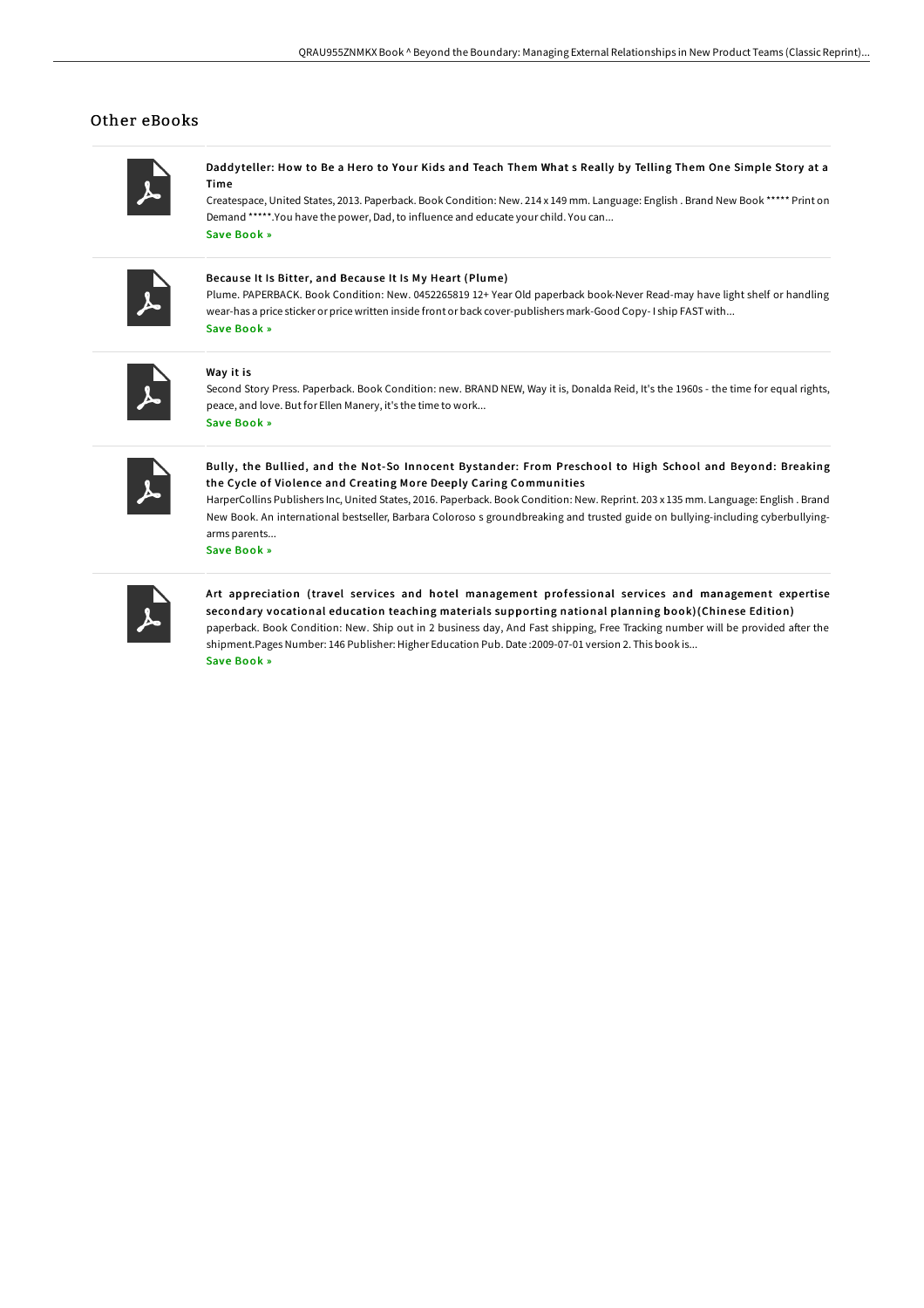## Other eBooks

**Daddyteller: How to Be a Hero to Your Kids and Teach Them What s Really by Telling Them One Simple Story at a Time**

Createspace, United States, 2013. Paperback. Book Condition: New. 214 x 149 mm. Language: English . Brand New Book ***** Print on Demand *****.You have the power, Dad, to influence and educate your child. You can...

Save Book »

**Because It Is Bitter, and Because It Is My Heart (Plume)**

Plume. PAPERBACK. Book Condition: New. 0452265819 12+ Year Old paperback book-Never Read-may have light shelf or handling wear-has a price sticker or price written inside front or back cover-publishers mark-Good Copy- I ship FAST with...

Save Book »

**Way it is**

Second Story Press. Paperback. Book Condition: new. BRAND NEW, Way it is, Donalda Reid, It's the 1960s - the time for equal rights, peace, and love. But for Ellen Manery, it's the time to work...

Save Book »

**Bully, the Bullied, and the Not-So Innocent Bystander: From Preschool to High School and Beyond: Breaking the Cycle of Violence and Creating More Deeply Caring Communities**

HarperCollins Publishers Inc, United States, 2016. Paperback. Book Condition: New. Reprint. 203 x 135 mm. Language: English . Brand New Book. An international bestseller, Barbara Coloroso s groundbreaking and trusted guide on bullying-including cyberbullying-arms parents...

Save Book »

**Art appreciation (travel services and hotel management professional services and management expertise secondary vocational education teaching materials supporting national planning book)(Chinese Edition)**

paperback. Book Condition: New. Ship out in 2 business day, And Fast shipping, Free Tracking number will be provided after the shipment.Pages Number: 146 Publisher: Higher Education Pub. Date :2009-07-01 version 2. This book is...

Save Book »